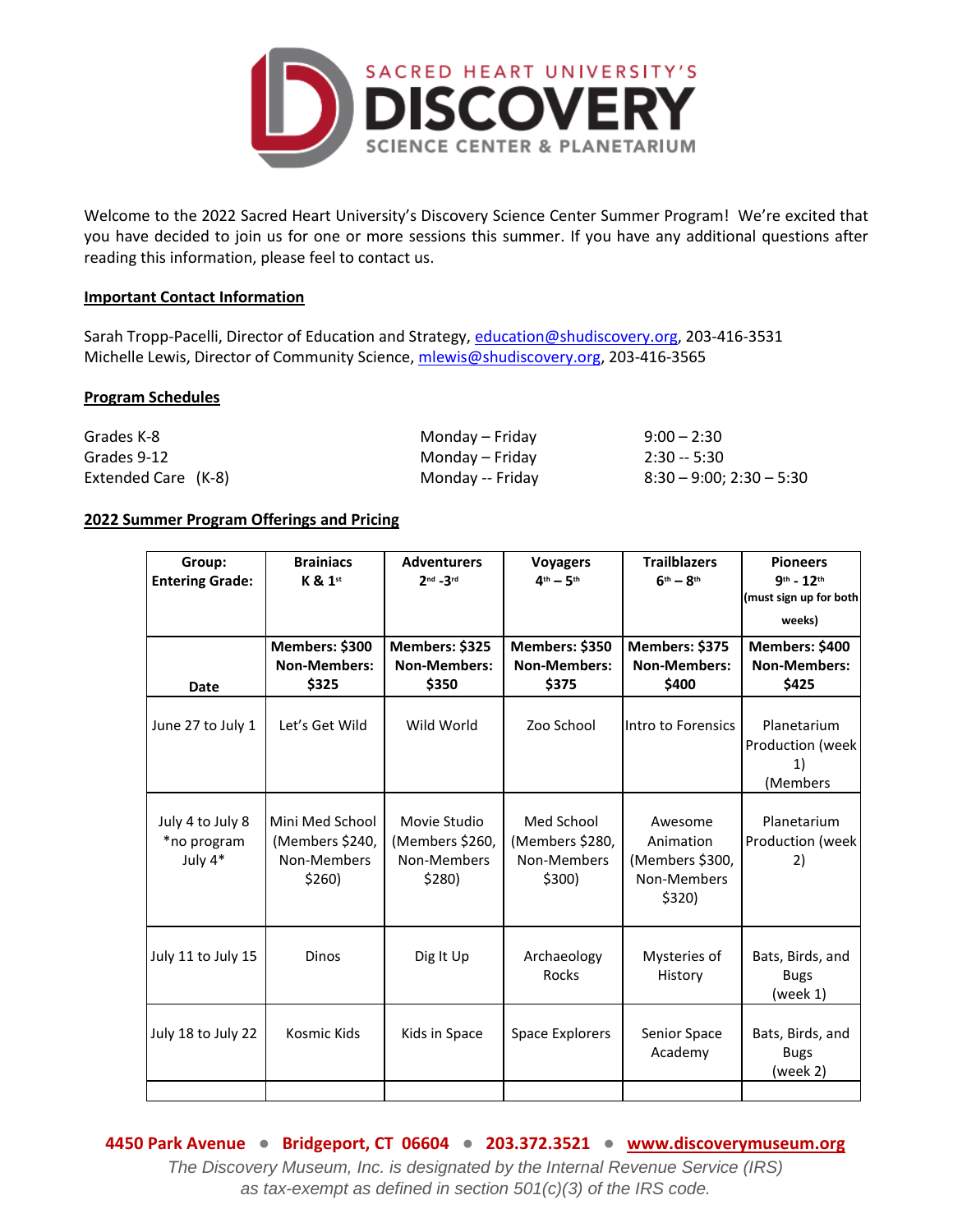SACRED HEART UNIVERSITY'S
# DISCOVERY
SCIENCE CENTER & PLANETARIUM

Welcome to the 2022 Sacred Heart University's Discovery Science Center Summer Program! We're excited that you have decided to join us for one or more sessions this summer. If you have any additional questions after reading this information, please feel to contact us.

**Important Contact Information**

Sarah Tropp-Pacelli, Director of Education and Strategy, education@shudiscovery.org, 203-416-3531
Michelle Lewis, Director of Community Science, mlewis@shudiscovery.org, 203-416-3565

**Program Schedules**

| | | |
|---|---|---|
| Grades K-8 | Monday – Friday | 9:00 – 2:30 |
| Grades 9-12 | Monday – Friday | 2:30 -- 5:30 |
| Extended Care (K-8) | Monday -- Friday | 8:30 – 9:00; 2:30 – 5:30 |

**2022 Summer Program Offerings and Pricing**

| Group: Entering Grade: | Brainiacs K & 1st | Adventurers 2nd -3rd | Voyagers 4th – 5th | Trailblazers 6th – 8th | Pioneers 9th - 12th (must sign up for both weeks) |
|---|---|---|---|---|---|
| Date | Members: $300 Non-Members: $325 | Members: $325 Non-Members: $350 | Members: $350 Non-Members: $375 | Members: $375 Non-Members: $400 | Members: $400 Non-Members: $425 |
| June 27 to July 1 | Let's Get Wild | Wild World | Zoo School | Intro to Forensics | Planetarium Production (week 1) (Members |
| July 4 to July 8 *no program July 4* | Mini Med School (Members $240, Non-Members $260) | Movie Studio (Members $260, Non-Members $280) | Med School (Members $280, Non-Members $300) | Awesome Animation (Members $300, Non-Members $320) | Planetarium Production (week 2) |
| July 11 to July 15 | Dinos | Dig It Up | Archaeology Rocks | Mysteries of History | Bats, Birds, and Bugs (week 1) |
| July 18 to July 22 | Kosmic Kids | Kids in Space | Space Explorers | Senior Space Academy | Bats, Birds, and Bugs (week 2) |
| | | | | | |

**4450 Park Avenue • Bridgeport, CT 06604 • 203.372.3521 • www.discoverymuseum.org**

*The Discovery Museum, Inc. is designated by the Internal Revenue Service (IRS) as tax-exempt as defined in section 501(c)(3) of the IRS code.*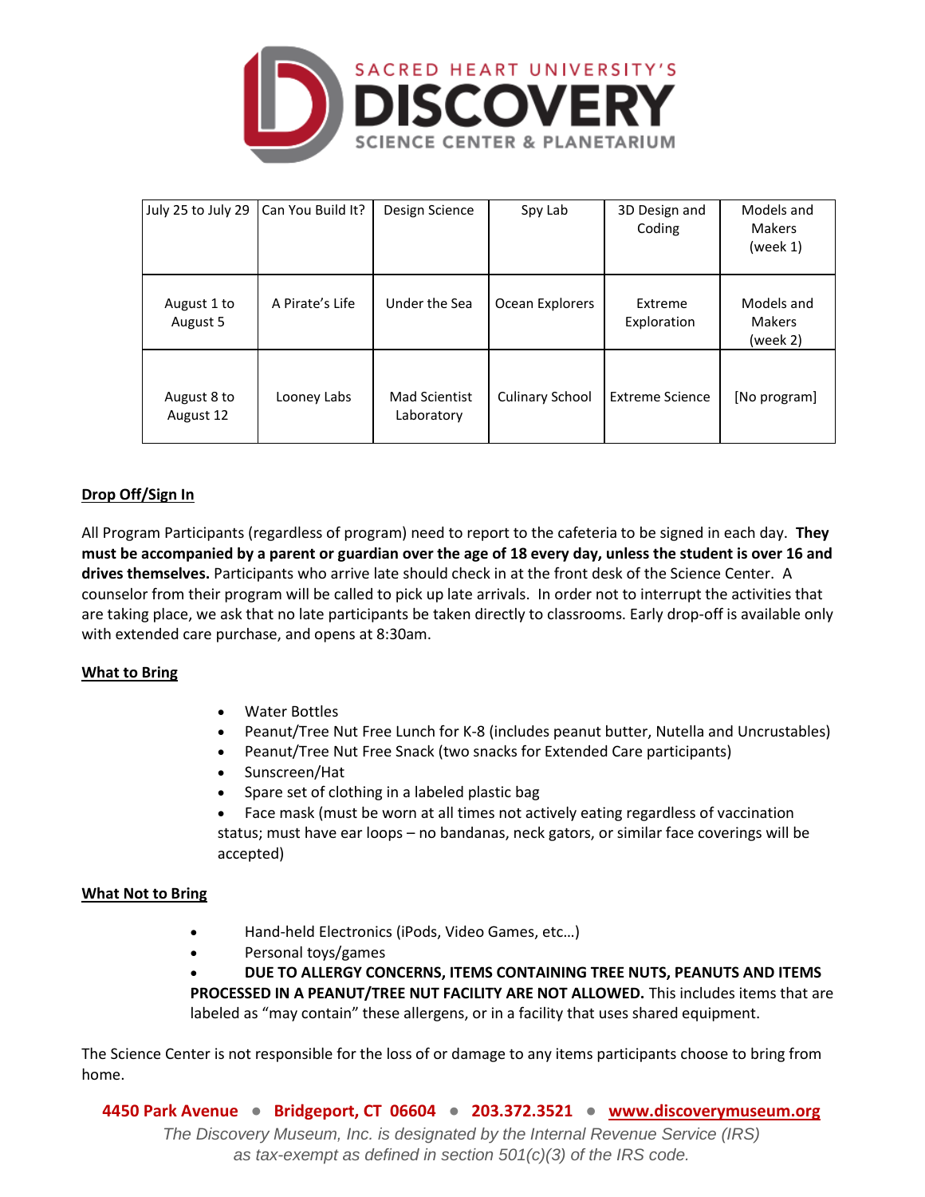| July 25 to July 29 | Can You Build It? | Design Science | Spy Lab | 3D Design and Coding | Models and Makers (week 1) |
|---|---|---|---|---|---|
| August 1 to August 5 | A Pirate's Life | Under the Sea | Ocean Explorers | Extreme Exploration | Models and Makers (week 2) |
| August 8 to August 12 | Looney Labs | Mad Scientist Laboratory | Culinary School | Extreme Science | [No program] |

## Drop Off/Sign In

All Program Participants (regardless of program) need to report to the cafeteria to be signed in each day. **They must be accompanied by a parent or guardian over the age of 18 every day, unless the student is over 16 and drives themselves.** Participants who arrive late should check in at the front desk of the Science Center. A counselor from their program will be called to pick up late arrivals. In order not to interrupt the activities that are taking place, we ask that no late participants be taken directly to classrooms. Early drop-off is available only with extended care purchase, and opens at 8:30am.

## What to Bring

- Water Bottles
- Peanut/Tree Nut Free Lunch for K-8 (includes peanut butter, Nutella and Uncrustables)
- Peanut/Tree Nut Free Snack (two snacks for Extended Care participants)
- Sunscreen/Hat
- Spare set of clothing in a labeled plastic bag
- Face mask (must be worn at all times not actively eating regardless of vaccination status; must have ear loops – no bandanas, neck gators, or similar face coverings will be accepted)

## What Not to Bring

- Hand-held Electronics (iPods, Video Games, etc…)
- Personal toys/games
- **DUE TO ALLERGY CONCERNS, ITEMS CONTAINING TREE NUTS, PEANUTS AND ITEMS PROCESSED IN A PEANUT/TREE NUT FACILITY ARE NOT ALLOWED.** This includes items that are labeled as "may contain" these allergens, or in a facility that uses shared equipment.

The Science Center is not responsible for the loss of or damage to any items participants choose to bring from home.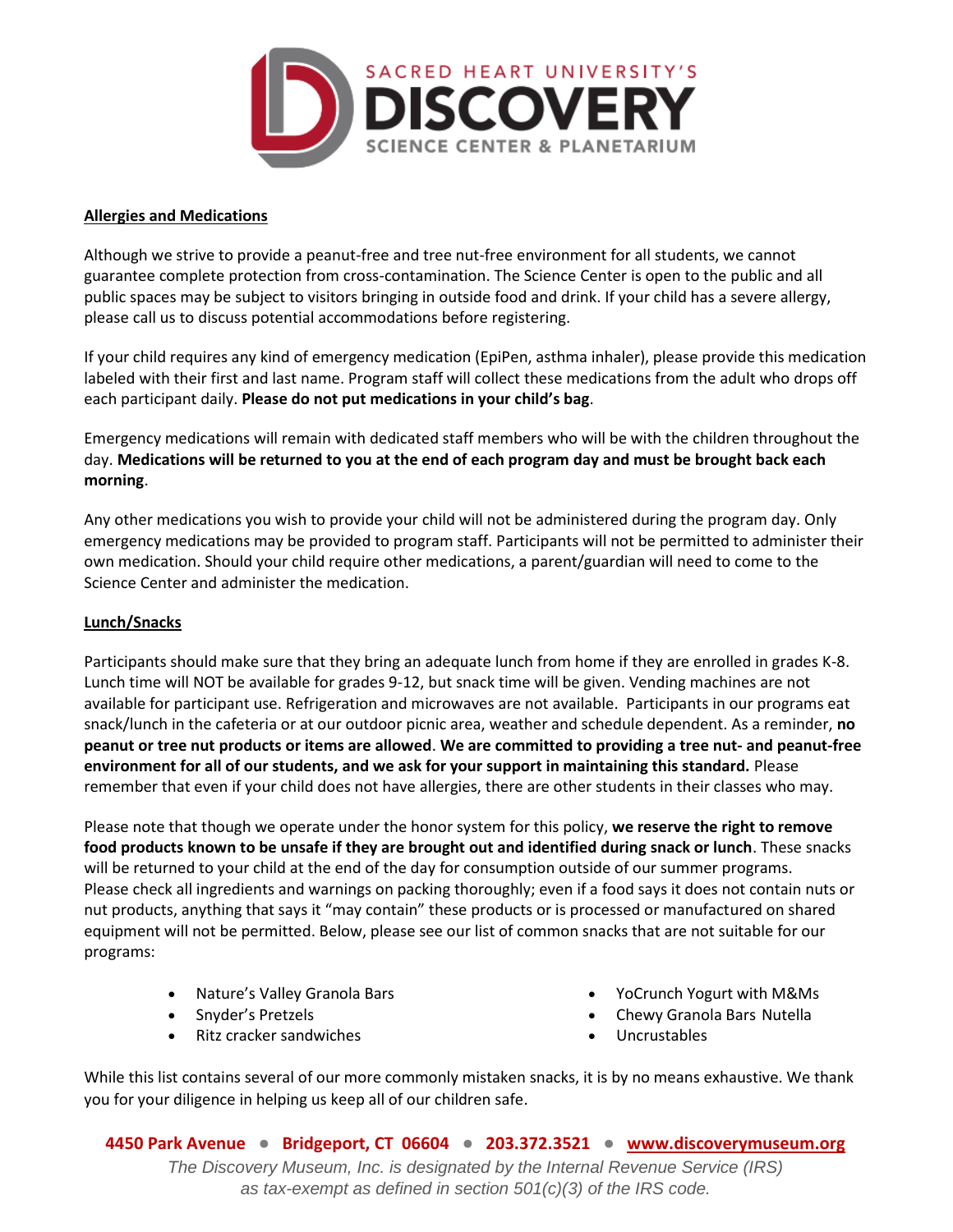## Allergies and Medications

Although we strive to provide a peanut-free and tree nut-free environment for all students, we cannot guarantee complete protection from cross-contamination. The Science Center is open to the public and all public spaces may be subject to visitors bringing in outside food and drink. If your child has a severe allergy, please call us to discuss potential accommodations before registering.

If your child requires any kind of emergency medication (EpiPen, asthma inhaler), please provide this medication labeled with their first and last name. Program staff will collect these medications from the adult who drops off each participant daily. **Please do not put medications in your child's bag**.

Emergency medications will remain with dedicated staff members who will be with the children throughout the day. **Medications will be returned to you at the end of each program day and must be brought back each morning**.

Any other medications you wish to provide your child will not be administered during the program day. Only emergency medications may be provided to program staff. Participants will not be permitted to administer their own medication. Should your child require other medications, a parent/guardian will need to come to the Science Center and administer the medication.

## Lunch/Snacks

Participants should make sure that they bring an adequate lunch from home if they are enrolled in grades K-8. Lunch time will NOT be available for grades 9-12, but snack time will be given. Vending machines are not available for participant use. Refrigeration and microwaves are not available. Participants in our programs eat snack/lunch in the cafeteria or at our outdoor picnic area, weather and schedule dependent. As a reminder, **no peanut or tree nut products or items are allowed**. **We are committed to providing a tree nut- and peanut-free environment for all of our students, and we ask for your support in maintaining this standard.** Please remember that even if your child does not have allergies, there are other students in their classes who may.

Please note that though we operate under the honor system for this policy, **we reserve the right to remove food products known to be unsafe if they are brought out and identified during snack or lunch**. These snacks will be returned to your child at the end of the day for consumption outside of our summer programs. Please check all ingredients and warnings on packing thoroughly; even if a food says it does not contain nuts or nut products, anything that says it "may contain" these products or is processed or manufactured on shared equipment will not be permitted. Below, please see our list of common snacks that are not suitable for our programs:

- Nature's Valley Granola Bars
- Snyder's Pretzels
- Ritz cracker sandwiches
- YoCrunch Yogurt with M&Ms
- Chewy Granola Bars Nutella
- Uncrustables

While this list contains several of our more commonly mistaken snacks, it is by no means exhaustive. We thank you for your diligence in helping us keep all of our children safe.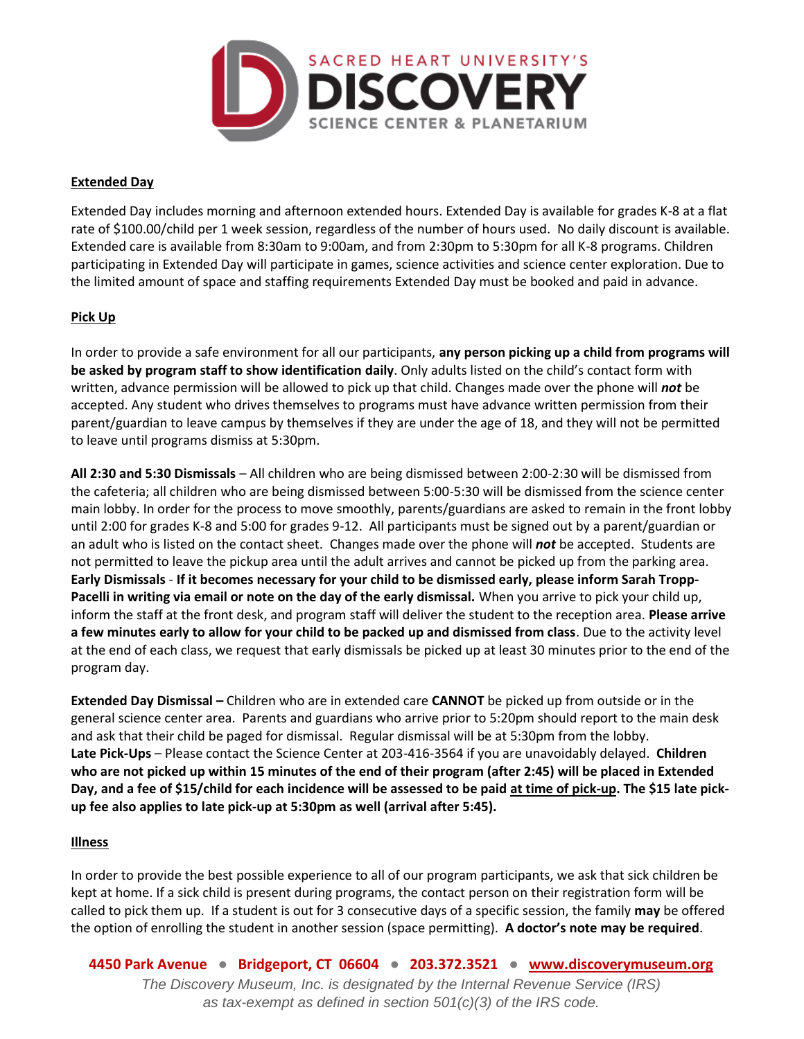## Extended Day

Extended Day includes morning and afternoon extended hours. Extended Day is available for grades K-8 at a flat rate of $100.00/child per 1 week session, regardless of the number of hours used. No daily discount is available. Extended care is available from 8:30am to 9:00am, and from 2:30pm to 5:30pm for all K-8 programs. Children participating in Extended Day will participate in games, science activities and science center exploration. Due to the limited amount of space and staffing requirements Extended Day must be booked and paid in advance.

## Pick Up

In order to provide a safe environment for all our participants, **any person picking up a child from programs will be asked by program staff to show identification daily**. Only adults listed on the child's contact form with written, advance permission will be allowed to pick up that child. Changes made over the phone will ***not*** be accepted. Any student who drives themselves to programs must have advance written permission from their parent/guardian to leave campus by themselves if they are under the age of 18, and they will not be permitted to leave until programs dismiss at 5:30pm.

**All 2:30 and 5:30 Dismissals** – All children who are being dismissed between 2:00-2:30 will be dismissed from the cafeteria; all children who are being dismissed between 5:00-5:30 will be dismissed from the science center main lobby. In order for the process to move smoothly, parents/guardians are asked to remain in the front lobby until 2:00 for grades K-8 and 5:00 for grades 9-12. All participants must be signed out by a parent/guardian or an adult who is listed on the contact sheet. Changes made over the phone will ***not*** be accepted. Students are not permitted to leave the pickup area until the adult arrives and cannot be picked up from the parking area. **Early Dismissals** - **If it becomes necessary for your child to be dismissed early, please inform Sarah Tropp-Pacelli in writing via email or note on the day of the early dismissal.** When you arrive to pick your child up, inform the staff at the front desk, and program staff will deliver the student to the reception area. **Please arrive a few minutes early to allow for your child to be packed up and dismissed from class**. Due to the activity level at the end of each class, we request that early dismissals be picked up at least 30 minutes prior to the end of the program day.

**Extended Day Dismissal –** Children who are in extended care **CANNOT** be picked up from outside or in the general science center area. Parents and guardians who arrive prior to 5:20pm should report to the main desk and ask that their child be paged for dismissal. Regular dismissal will be at 5:30pm from the lobby.
**Late Pick-Ups** – Please contact the Science Center at 203-416-3564 if you are unavoidably delayed. **Children who are not picked up within 15 minutes of the end of their program (after 2:45) will be placed in Extended Day, and a fee of $15/child for each incidence will be assessed to be paid <u>at time of pick-up</u>. The $15 late pick-up fee also applies to late pick-up at 5:30pm as well (arrival after 5:45).**

## Illness

In order to provide the best possible experience to all of our program participants, we ask that sick children be kept at home. If a sick child is present during programs, the contact person on their registration form will be called to pick them up. If a student is out for 3 consecutive days of a specific session, the family **may** be offered the option of enrolling the student in another session (space permitting). **A doctor's note may be required**.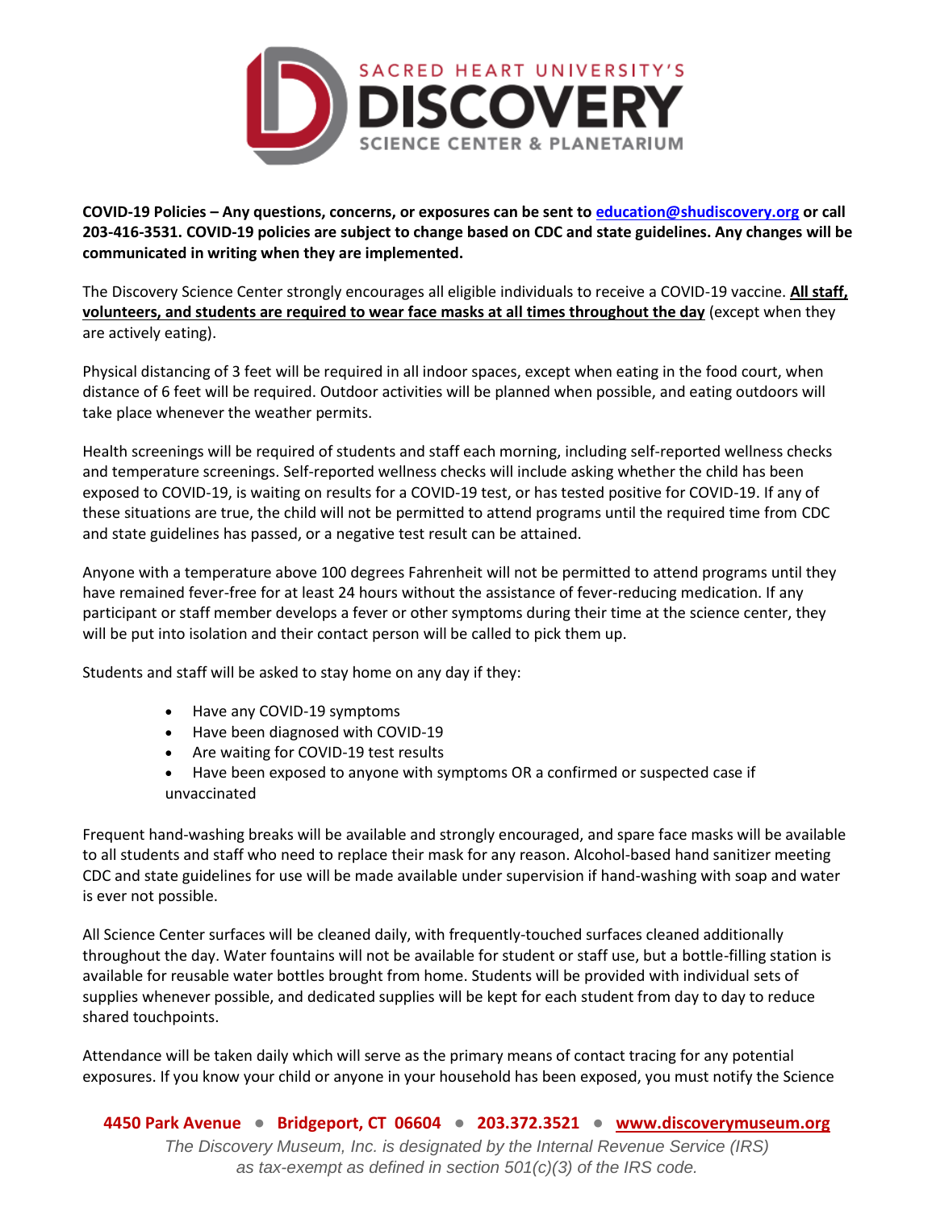**COVID-19 Policies – Any questions, concerns, or exposures can be sent to [education@shudiscovery.org](mailto:education@shudiscovery.org) or call 203-416-3531. COVID-19 policies are subject to change based on CDC and state guidelines. Any changes will be communicated in writing when they are implemented.**

The Discovery Science Center strongly encourages all eligible individuals to receive a COVID-19 vaccine. **All staff, volunteers, and students are required to wear face masks at all times throughout the day** (except when they are actively eating).

Physical distancing of 3 feet will be required in all indoor spaces, except when eating in the food court, when distance of 6 feet will be required. Outdoor activities will be planned when possible, and eating outdoors will take place whenever the weather permits.

Health screenings will be required of students and staff each morning, including self-reported wellness checks and temperature screenings. Self-reported wellness checks will include asking whether the child has been exposed to COVID-19, is waiting on results for a COVID-19 test, or has tested positive for COVID-19. If any of these situations are true, the child will not be permitted to attend programs until the required time from CDC and state guidelines has passed, or a negative test result can be attained.

Anyone with a temperature above 100 degrees Fahrenheit will not be permitted to attend programs until they have remained fever-free for at least 24 hours without the assistance of fever-reducing medication. If any participant or staff member develops a fever or other symptoms during their time at the science center, they will be put into isolation and their contact person will be called to pick them up.

Students and staff will be asked to stay home on any day if they:

- Have any COVID-19 symptoms
- Have been diagnosed with COVID-19
- Are waiting for COVID-19 test results
- Have been exposed to anyone with symptoms OR a confirmed or suspected case if unvaccinated

Frequent hand-washing breaks will be available and strongly encouraged, and spare face masks will be available to all students and staff who need to replace their mask for any reason. Alcohol-based hand sanitizer meeting CDC and state guidelines for use will be made available under supervision if hand-washing with soap and water is ever not possible.

All Science Center surfaces will be cleaned daily, with frequently-touched surfaces cleaned additionally throughout the day. Water fountains will not be available for student or staff use, but a bottle-filling station is available for reusable water bottles brought from home. Students will be provided with individual sets of supplies whenever possible, and dedicated supplies will be kept for each student from day to day to reduce shared touchpoints.

Attendance will be taken daily which will serve as the primary means of contact tracing for any potential exposures. If you know your child or anyone in your household has been exposed, you must notify the Science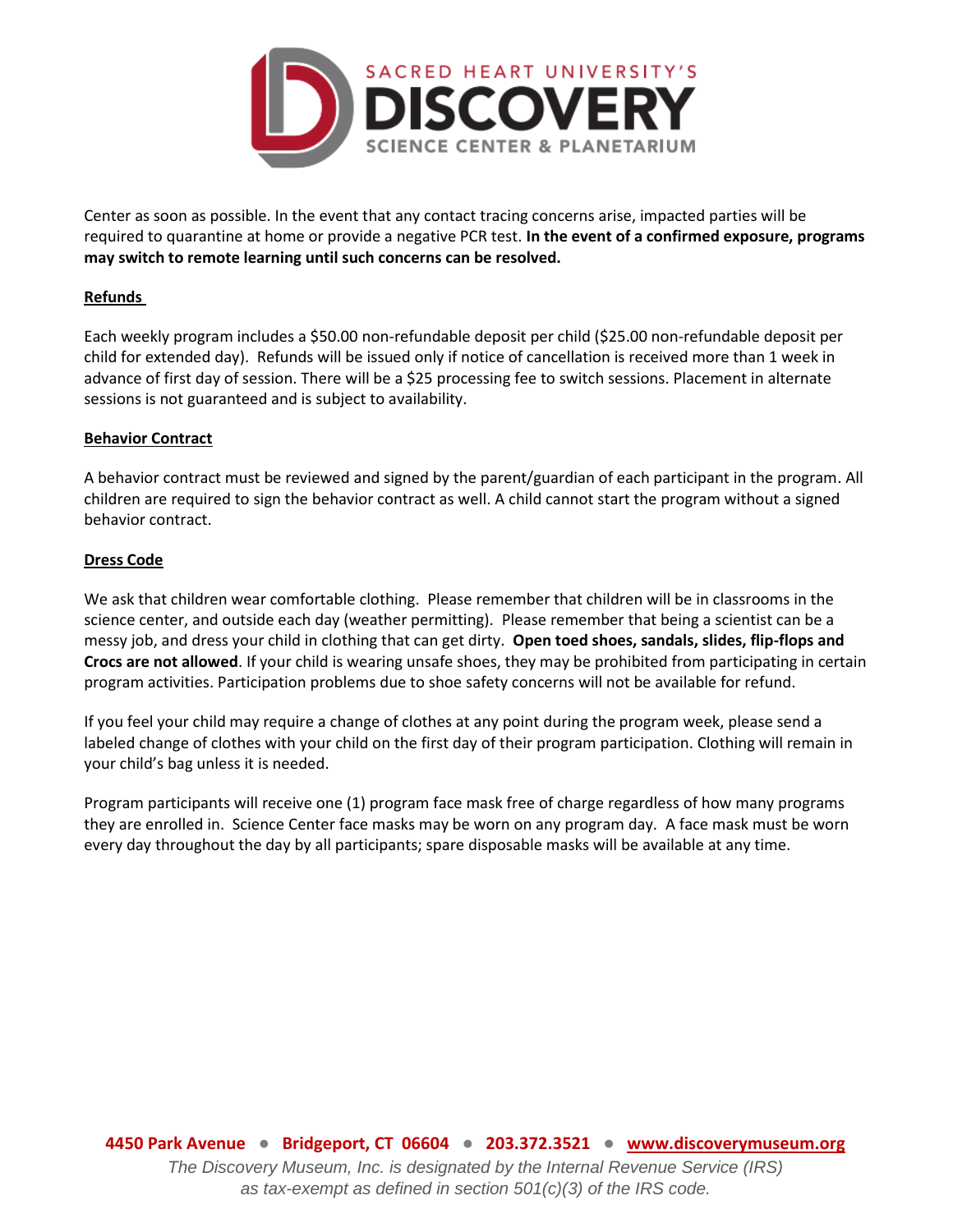Center as soon as possible. In the event that any contact tracing concerns arise, impacted parties will be required to quarantine at home or provide a negative PCR test. **In the event of a confirmed exposure, programs may switch to remote learning until such concerns can be resolved.**

**Refunds**

Each weekly program includes a $50.00 non-refundable deposit per child ($25.00 non-refundable deposit per child for extended day). Refunds will be issued only if notice of cancellation is received more than 1 week in advance of first day of session. There will be a $25 processing fee to switch sessions. Placement in alternate sessions is not guaranteed and is subject to availability.

**Behavior Contract**

A behavior contract must be reviewed and signed by the parent/guardian of each participant in the program. All children are required to sign the behavior contract as well. A child cannot start the program without a signed behavior contract.

**Dress Code**

We ask that children wear comfortable clothing. Please remember that children will be in classrooms in the science center, and outside each day (weather permitting). Please remember that being a scientist can be a messy job, and dress your child in clothing that can get dirty. **Open toed shoes, sandals, slides, flip-flops and Crocs are not allowed**. If your child is wearing unsafe shoes, they may be prohibited from participating in certain program activities. Participation problems due to shoe safety concerns will not be available for refund.

If you feel your child may require a change of clothes at any point during the program week, please send a labeled change of clothes with your child on the first day of their program participation. Clothing will remain in your child's bag unless it is needed.

Program participants will receive one (1) program face mask free of charge regardless of how many programs they are enrolled in. Science Center face masks may be worn on any program day. A face mask must be worn every day throughout the day by all participants; spare disposable masks will be available at any time.